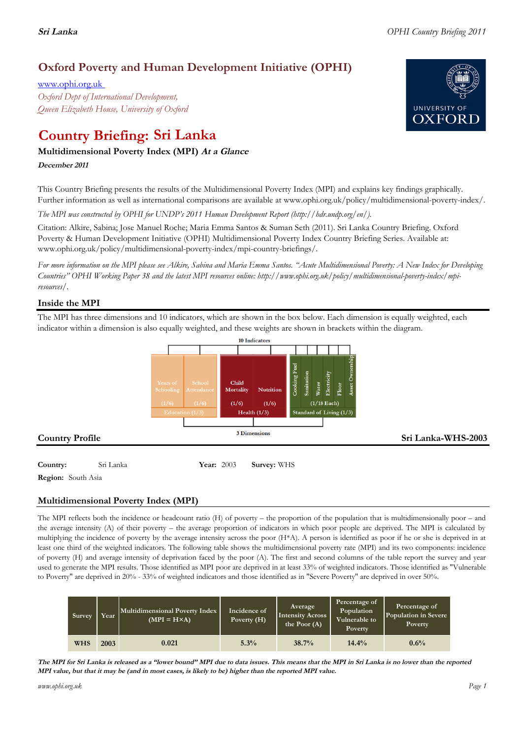## Oxford Poverty and Human Development Initiative (OPHI)

www.ophi.org.uk

*Oxford Dept of International Development, Queen Elizabeth House, University of Oxford*

# Country Briefing: Sri Lanka

### Multidimensional Poverty Index (MPI) *At a Glance*

***December 2011***

This Country Briefing presents the results of the Multidimensional Poverty Index (MPI) and explains key findings graphically. Further information as well as international comparisons are available at www.ophi.org.uk/policy/multidimensional-poverty-index/.

*The MPI was constructed by OPHI for UNDP's 2011 Human Development Report (http://hdr.undp.org/en/).*

Citation: Alkire, Sabina; Jose Manuel Roche; Maria Emma Santos & Suman Seth (2011). Sri Lanka Country Briefing. Oxford Poverty & Human Development Initiative (OPHI) Multidimensional Poverty Index Country Briefing Series. Available at: www.ophi.org.uk/policy/multidimensional-poverty-index/mpi-country-briefings/.

*For more information on the MPI please see Alkire, Sabina and Maria Emma Santos. "Acute Multidimensional Poverty: A New Index for Developing Countries" OPHI Working Paper 38 and the latest MPI resources online: http://www.ophi.org.uk/policy/multidimensional-poverty-index/mpi-resources/.*

## Inside the MPI

The MPI has three dimensions and 10 indicators, which are shown in the box below. Each dimension is equally weighted, each indicator within a dimension is also equally weighted, and these weights are shown in brackets within the diagram.

10 Indicators

| Education (1/3) | | Health (1/3) | | Standard of Living (1/3) | | | | | |
|---|---|---|---|---|---|---|---|---|---|
| Years of Schooling (1/6) | School Attendance (1/6) | Child Mortality (1/6) | Nutrition (1/6) | Cooking Fuel | Sanitation | Water | Electricity | Floor | Asset Ownership |
| | | | | (1/18 Each) | | | | | |

3 Dimensions

## Country Profile

**Sri Lanka-WHS-2003**

**Country:** Sri Lanka  **Year:** 2003  **Survey:** WHS

**Region:** South Asia

## Multidimensional Poverty Index (MPI)

The MPI reflects both the incidence or headcount ratio (H) of poverty – the proportion of the population that is multidimensionally poor – and the average intensity (A) of their poverty – the average proportion of indicators in which poor people are deprived. The MPI is calculated by multiplying the incidence of poverty by the average intensity across the poor (H*A). A person is identified as poor if he or she is deprived in at least one third of the weighted indicators. The following table shows the multidimensional poverty rate (MPI) and its two components: incidence of poverty (H) and average intensity of deprivation faced by the poor (A). The first and second columns of the table report the survey and year used to generate the MPI results. Those identified as MPI poor are deprived in at least 33% of weighted indicators. Those identified as "Vulnerable to Poverty" are deprived in 20% - 33% of weighted indicators and those identified as in "Severe Poverty" are deprived in over 50%.

| Survey | Year | Multidimensional Poverty Index (MPI = H×A) | Incidence of Poverty (H) | Average Intensity Across the Poor (A) | Percentage of Population Vulnerable to Poverty | Percentage of Population in Severe Poverty |
|---|---|---|---|---|---|---|
| WHS | 2003 | 0.021 | 5.3% | 38.7% | 14.4% | 0.6% |

***The MPI for Sri Lanka is released as a "lower bound" MPI due to data issues. This means that the MPI in Sri Lanka is no lower than the reported MPI value, but that it may be (and in most cases, is likely to be) higher than the reported MPI value.***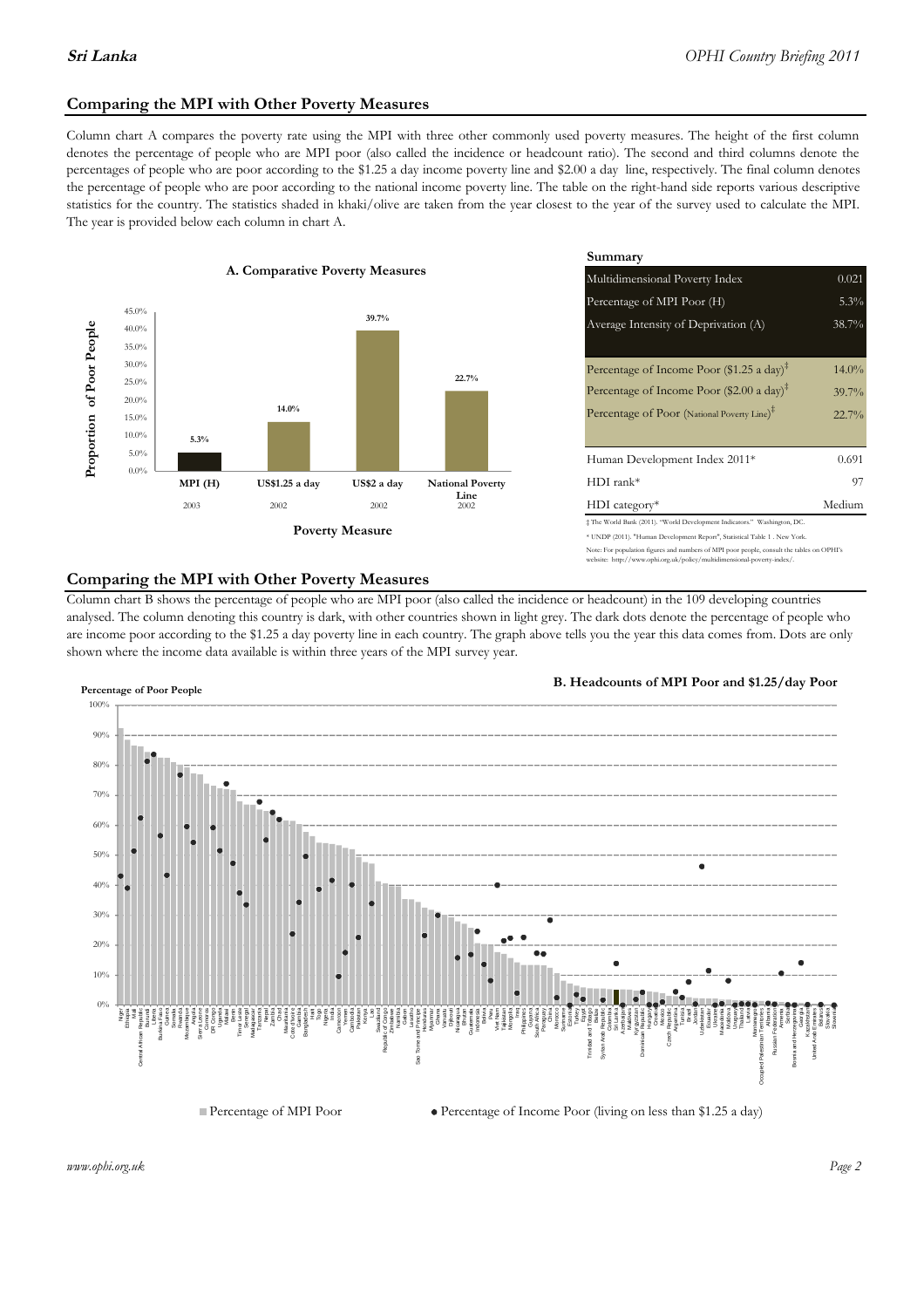## Comparing the MPI with Other Poverty Measures

Column chart A compares the poverty rate using the MPI with three other commonly used poverty measures. The height of the first column denotes the percentage of people who are MPI poor (also called the incidence or headcount ratio). The second and third columns denote the percentages of people who are poor according to the $1.25 a day income poverty line and $2.00 a day line, respectively. The final column denotes the percentage of people who are poor according to the national income poverty line. The table on the right-hand side reports various descriptive statistics for the country. The statistics shaded in khaki/olive are taken from the year closest to the year of the survey used to calculate the MPI. The year is provided below each column in chart A.

**A. Comparative Poverty Measures**

| Poverty Measure | Proportion of Poor People | Year |
|---|---|---|
| MPI (H) | 5.3% | 2003 |
| US$1.25 a day | 14.0% | 2002 |
| US$2 a day | 39.7% | 2002 |
| National Poverty Line | 22.7% | 2002 |

**Summary**

| | |
|---|---|
| Multidimensional Poverty Index | 0.021 |
| Percentage of MPI Poor (H) | 5.3% |
| Average Intensity of Deprivation (A) | 38.7% |
| Percentage of Income Poor ($1.25 a day)‡ | 14.0% |
| Percentage of Income Poor ($2.00 a day)‡ | 39.7% |
| Percentage of Poor (National Poverty Line)‡ | 22.7% |
| Human Development Index 2011* | 0.691 |
| HDI rank* | 97 |
| HDI category* | Medium |

‡ The World Bank (2011). "World Development Indicators." Washington, DC.

* UNDP (2011). "Human Development Report", Statistical Table 1 . New York.

Note: For population figures and numbers of MPI poor people, consult the tables on OPHI's website: http://www.ophi.org.uk/policy/multidimensional-poverty-index/.

## Comparing the MPI with Other Poverty Measures

Column chart B shows the percentage of people who are MPI poor (also called the incidence or headcount) in the 109 developing countries analysed. The column denoting this country is dark, with other countries shown in light grey. The dark dots denote the percentage of people who are income poor according to the $1.25 a day poverty line in each country. The graph above tells you the year this data comes from. Dots are only shown where the income data available is within three years of the MPI survey year.

**B. Headcounts of MPI Poor and $1.25/day Poor**

Percentage of Poor People

■ Percentage of MPI Poor ● Percentage of Income Poor (living on less than $1.25 a day)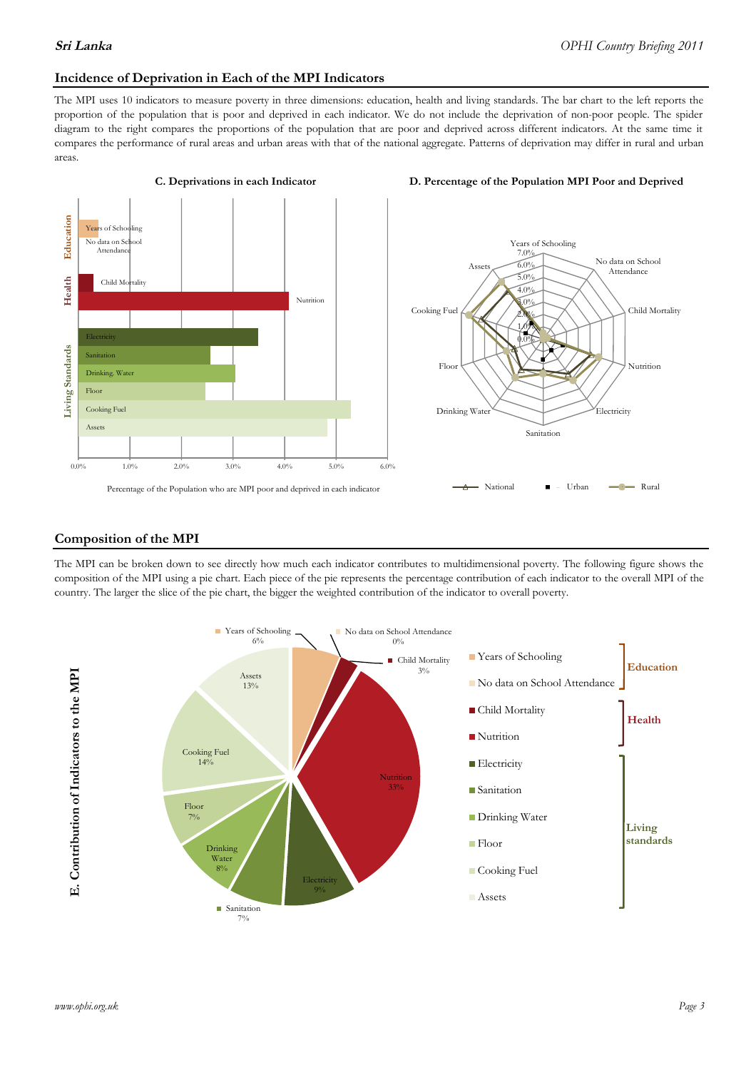## Incidence of Deprivation in Each of the MPI Indicators

The MPI uses 10 indicators to measure poverty in three dimensions: education, health and living standards. The bar chart to the left reports the proportion of the population that is poor and deprived in each indicator. We do not include the deprivation of non-poor people. The spider diagram to the right compares the proportions of the population that are poor and deprived across different indicators. At the same time it compares the performance of rural areas and urban areas with that of the national aggregate. Patterns of deprivation may differ in rural and urban areas.

**C. Deprivations in each Indicator**

Percentage of the Population who are MPI poor and deprived in each indicator

**D. Percentage of the Population MPI Poor and Deprived**

## Composition of the MPI

The MPI can be broken down to see directly how much each indicator contributes to multidimensional poverty. The following figure shows the composition of the MPI using a pie chart. Each piece of the pie represents the percentage contribution of each indicator to the overall MPI of the country. The larger the slice of the pie chart, the bigger the weighted contribution of the indicator to overall poverty.

**E. Contribution of Indicators to the MPI**

| Dimension | Indicator | Contribution |
|---|---|---|
| Education | Years of Schooling | 6% |
| Education | No data on School Attendance | 0% |
| Health | Child Mortality | 3% |
| Health | Nutrition | 33% |
| Living standards | Electricity | 9% |
| Living standards | Sanitation | 7% |
| Living standards | Drinking Water | 8% |
| Living standards | Floor | 7% |
| Living standards | Cooking Fuel | 14% |
| Living standards | Assets | 13% |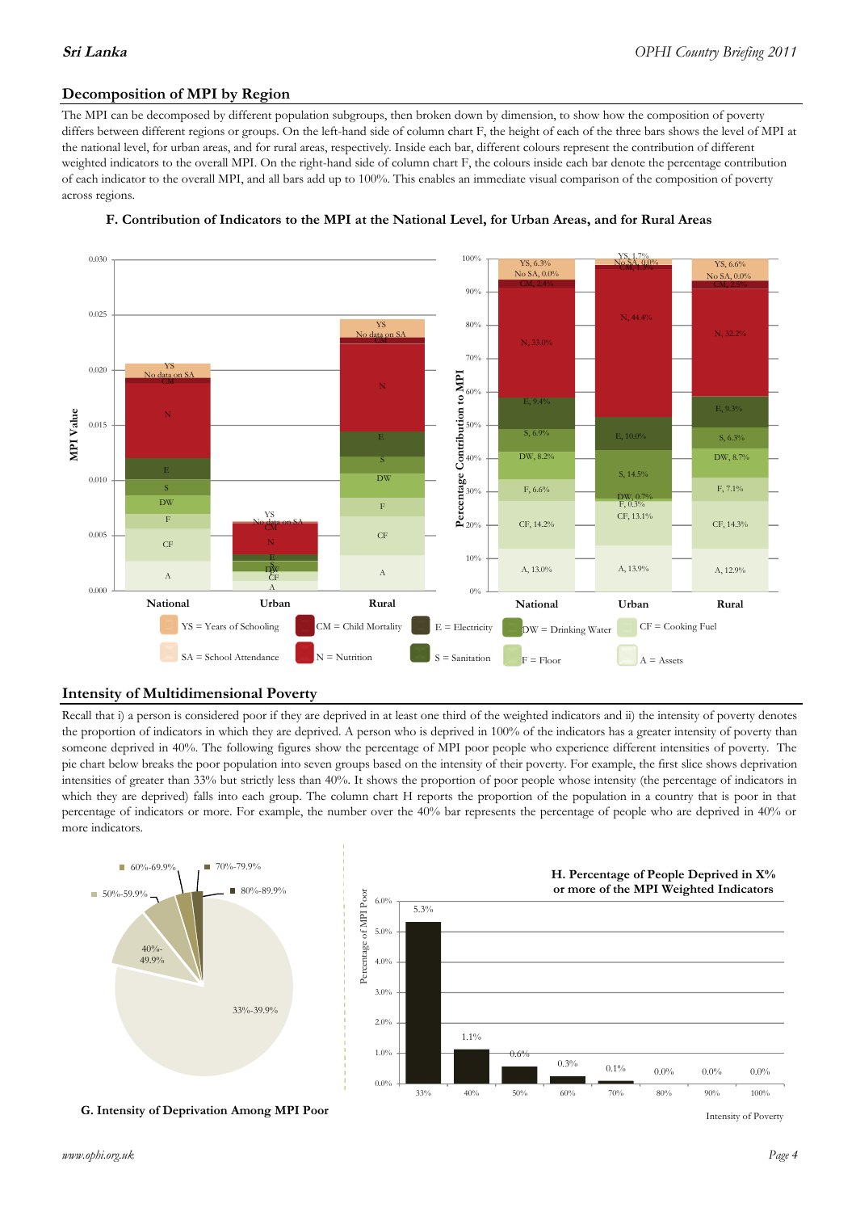## Decomposition of MPI by Region

The MPI can be decomposed by different population subgroups, then broken down by dimension, to show how the composition of poverty differs between different regions or groups. On the left-hand side of column chart F, the height of each of the three bars shows the level of MPI at the national level, for urban areas, and for rural areas, respectively. Inside each bar, different colours represent the contribution of different weighted indicators to the overall MPI. On the right-hand side of column chart F, the colours inside each bar denote the percentage contribution of each indicator to the overall MPI, and all bars add up to 100%. This enables an immediate visual comparison of the composition of poverty across regions.

**F. Contribution of Indicators to the MPI at the National Level, for Urban Areas, and for Rural Areas**

MPI Value
0.030
0.025
0.020
0.015
0.010
0.005
0.000

National: YS, No data on SA, CM, N, E, S, DW, F, CF, A
Urban: YS, No data on SA, CM, N, E, S, DW, CF, A
Rural: YS, No data on SA, CM, N, E, S, DW, F, CF, A

Percentage Contribution to MPI
100%
90%
80%
70%
60%
50%
40%
30%
20%
10%
0%

National: YS, 6.3%; No SA, 0.0%; CM, 2.4%; N, 33.0%; E, 9.4%; S, 6.9%; DW, 8.2%; F, 6.6%; CF, 14.2%; A, 13.0%
Urban: YS, 1.7%; No SA, 0.0%; CM, 1.3%; N, 44.4%; E, 10.0%; S, 14.5%; DW, 0.7%; F, 0.3%; CF, 13.1%; A, 13.9%
Rural: YS, 6.6%; No SA, 0.0%; CM, 2.5%; N, 32.2%; E, 9.3%; S, 6.3%; DW, 8.7%; F, 7.1%; CF, 14.3%; A, 12.9%

YS = Years of Schooling
CM = Child Mortality
E = Electricity
DW = Drinking Water
CF = Cooking Fuel
SA = School Attendance
N = Nutrition
S = Sanitation
F = Floor
A = Assets

## Intensity of Multidimensional Poverty

Recall that i) a person is considered poor if they are deprived in at least one third of the weighted indicators and ii) the intensity of poverty denotes the proportion of indicators in which they are deprived. A person who is deprived in 100% of the indicators has a greater intensity of poverty than someone deprived in 40%. The following figures show the percentage of MPI poor people who experience different intensities of poverty. The pie chart below breaks the poor population into seven groups based on the intensity of their poverty. For example, the first slice shows deprivation intensities of greater than 33% but strictly less than 40%. It shows the proportion of poor people whose intensity (the percentage of indicators in which they are deprived) falls into each group. The column chart H reports the proportion of the population in a country that is poor in that percentage of indicators or more. For example, the number over the 40% bar represents the percentage of people who are deprived in 40% or more indicators.

60%-69.9%
70%-79.9%
50%-59.9%
80%-89.9%
40%-49.9%
33%-39.9%

**G. Intensity of Deprivation Among MPI Poor**

**H. Percentage of People Deprived in X% or more of the MPI Weighted Indicators**

Percentage of MPI Poor
6.0%
5.0%
4.0%
3.0%
2.0%
1.0%
0.0%

5.3% (33%)
1.1% (40%)
0.6% (50%)
0.3% (60%)
0.1% (70%)
0.0% (80%)
0.0% (90%)
0.0% (100%)

Intensity of Poverty